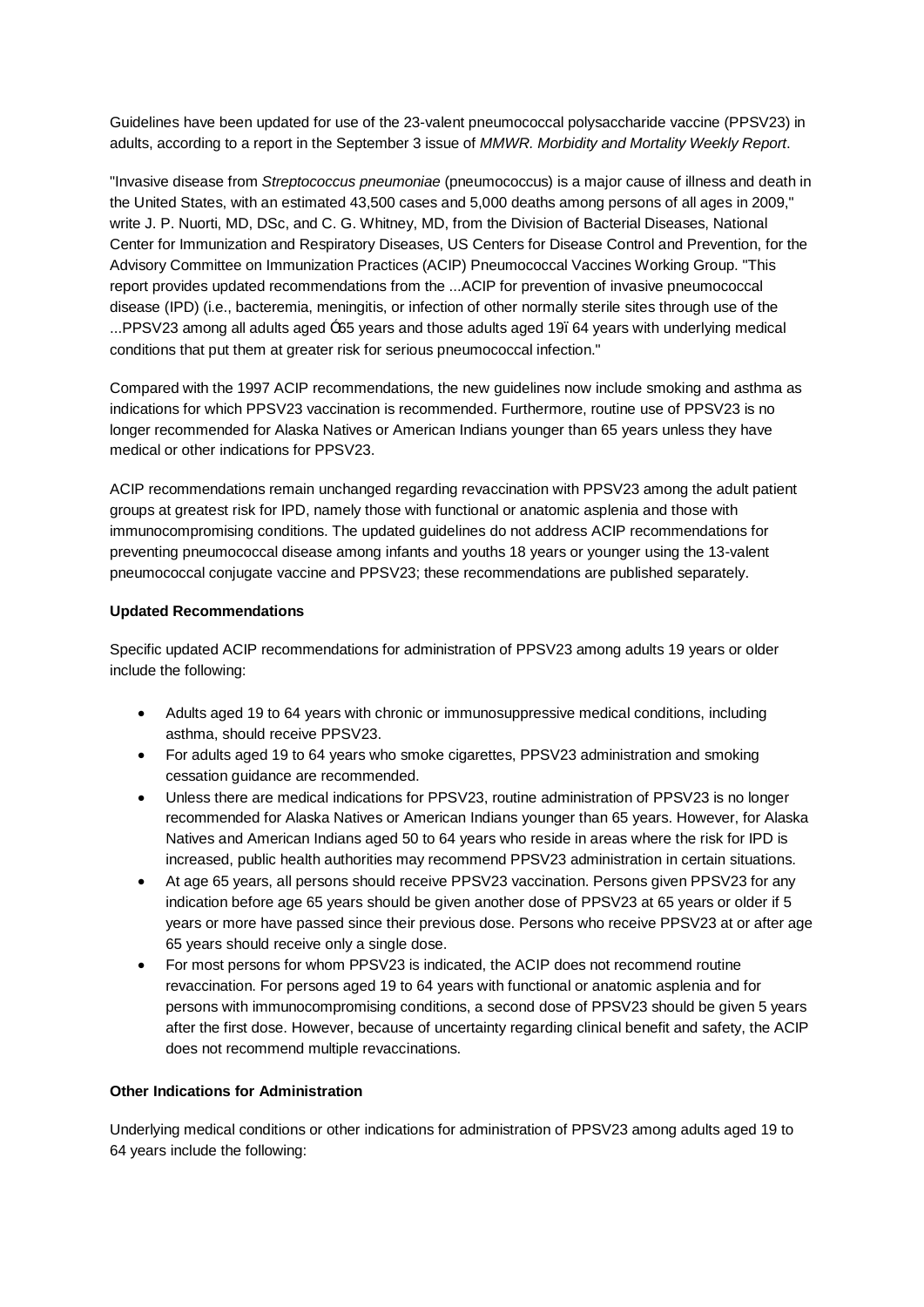Guidelines have been updated for use of the 23-valent pneumococcal polysaccharide vaccine (PPSV23) in adults, according to a report in the September 3 issue of *MMWR. Morbidity and Mortality Weekly Report*.

"Invasive disease from *Streptococcus pneumoniae* (pneumococcus) is a major cause of illness and death in the United States, with an estimated 43,500 cases and 5,000 deaths among persons of all ages in 2009," write J. P. Nuorti, MD, DSc, and C. G. Whitney, MD, from the Division of Bacterial Diseases, National Center for Immunization and Respiratory Diseases, US Centers for Disease Control and Prevention, for the Advisory Committee on Immunization Practices (ACIP) Pneumococcal Vaccines Working Group. "This report provides updated recommendations from the ...ACIP for prevention of invasive pneumococcal disease (IPD) (i.e., bacteremia, meningitis, or infection of other normally sterile sites through use of the ...PPSV23 among all adults aged Ó65 years and those adults aged 19ï64 years with underlying medical conditions that put them at greater risk for serious pneumococcal infection."

Compared with the 1997 ACIP recommendations, the new guidelines now include smoking and asthma as indications for which PPSV23 vaccination is recommended. Furthermore, routine use of PPSV23 is no longer recommended for Alaska Natives or American Indians younger than 65 years unless they have medical or other indications for PPSV23.

ACIP recommendations remain unchanged regarding revaccination with PPSV23 among the adult patient groups at greatest risk for IPD, namely those with functional or anatomic asplenia and those with immunocompromising conditions. The updated guidelines do not address ACIP recommendations for preventing pneumococcal disease among infants and youths 18 years or younger using the 13-valent pneumococcal conjugate vaccine and PPSV23; these recommendations are published separately.

**Updated Recommendations**

Specific updated ACIP recommendations for administration of PPSV23 among adults 19 years or older include the following:

- Adults aged 19 to 64 years with chronic or immunosuppressive medical conditions, including asthma, should receive PPSV23.
- For adults aged 19 to 64 years who smoke cigarettes, PPSV23 administration and smoking cessation guidance are recommended.
- Unless there are medical indications for PPSV23, routine administration of PPSV23 is no longer recommended for Alaska Natives or American Indians younger than 65 years. However, for Alaska Natives and American Indians aged 50 to 64 years who reside in areas where the risk for IPD is increased, public health authorities may recommend PPSV23 administration in certain situations.
- At age 65 years, all persons should receive PPSV23 vaccination. Persons given PPSV23 for any indication before age 65 years should be given another dose of PPSV23 at 65 years or older if 5 years or more have passed since their previous dose. Persons who receive PPSV23 at or after age 65 years should receive only a single dose.
- For most persons for whom PPSV23 is indicated, the ACIP does not recommend routine revaccination. For persons aged 19 to 64 years with functional or anatomic asplenia and for persons with immunocompromising conditions, a second dose of PPSV23 should be given 5 years after the first dose. However, because of uncertainty regarding clinical benefit and safety, the ACIP does not recommend multiple revaccinations.

**Other Indications for Administration**

Underlying medical conditions or other indications for administration of PPSV23 among adults aged 19 to 64 years include the following: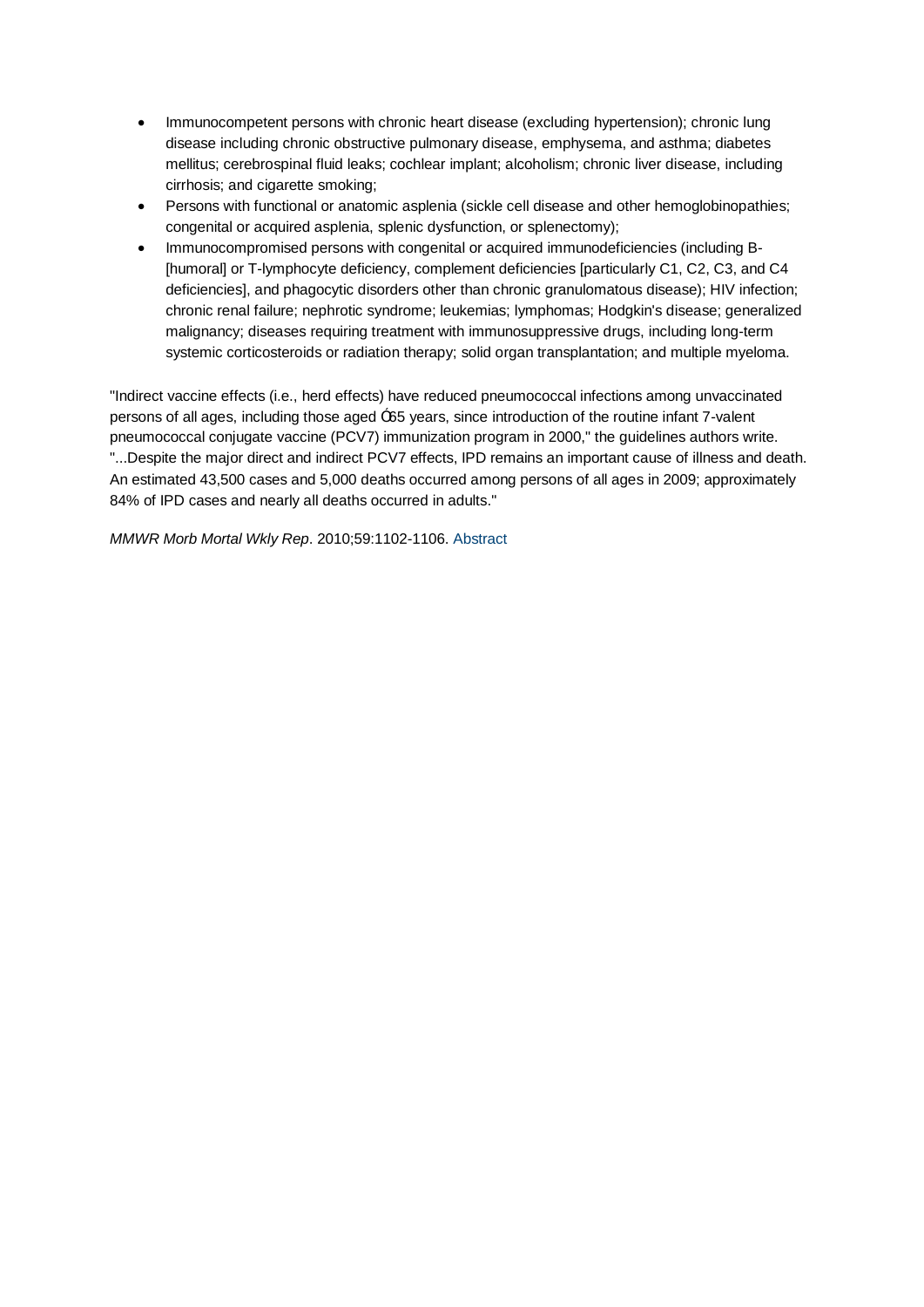- Immunocompetent persons with chronic heart disease (excluding hypertension); chronic lung disease including chronic obstructive pulmonary disease, emphysema, and asthma; diabetes mellitus; cerebrospinal fluid leaks; cochlear implant; alcoholism; chronic liver disease, including cirrhosis; and cigarette smoking;
- Persons with functional or anatomic asplenia (sickle cell disease and other hemoglobinopathies; congenital or acquired asplenia, splenic dysfunction, or splenectomy);
- Immunocompromised persons with congenital or acquired immunodeficiencies (including B-[humoral] or T-lymphocyte deficiency, complement deficiencies [particularly C1, C2, C3, and C4 deficiencies], and phagocytic disorders other than chronic granulomatous disease); HIV infection; chronic renal failure; nephrotic syndrome; leukemias; lymphomas; Hodgkin's disease; generalized malignancy; diseases requiring treatment with immunosuppressive drugs, including long-term systemic corticosteroids or radiation therapy; solid organ transplantation; and multiple myeloma.

"Indirect vaccine effects (i.e., herd effects) have reduced pneumococcal infections among unvaccinated persons of all ages, including those aged Ó65 years, since introduction of the routine infant 7-valent pneumococcal conjugate vaccine (PCV7) immunization program in 2000," the guidelines authors write. "...Despite the major direct and indirect PCV7 effects, IPD remains an important cause of illness and death. An estimated 43,500 cases and 5,000 deaths occurred among persons of all ages in 2009; approximately 84% of IPD cases and nearly all deaths occurred in adults."

*MMWR Morb Mortal Wkly Rep*. 2010;59:1102-1106. Abstract